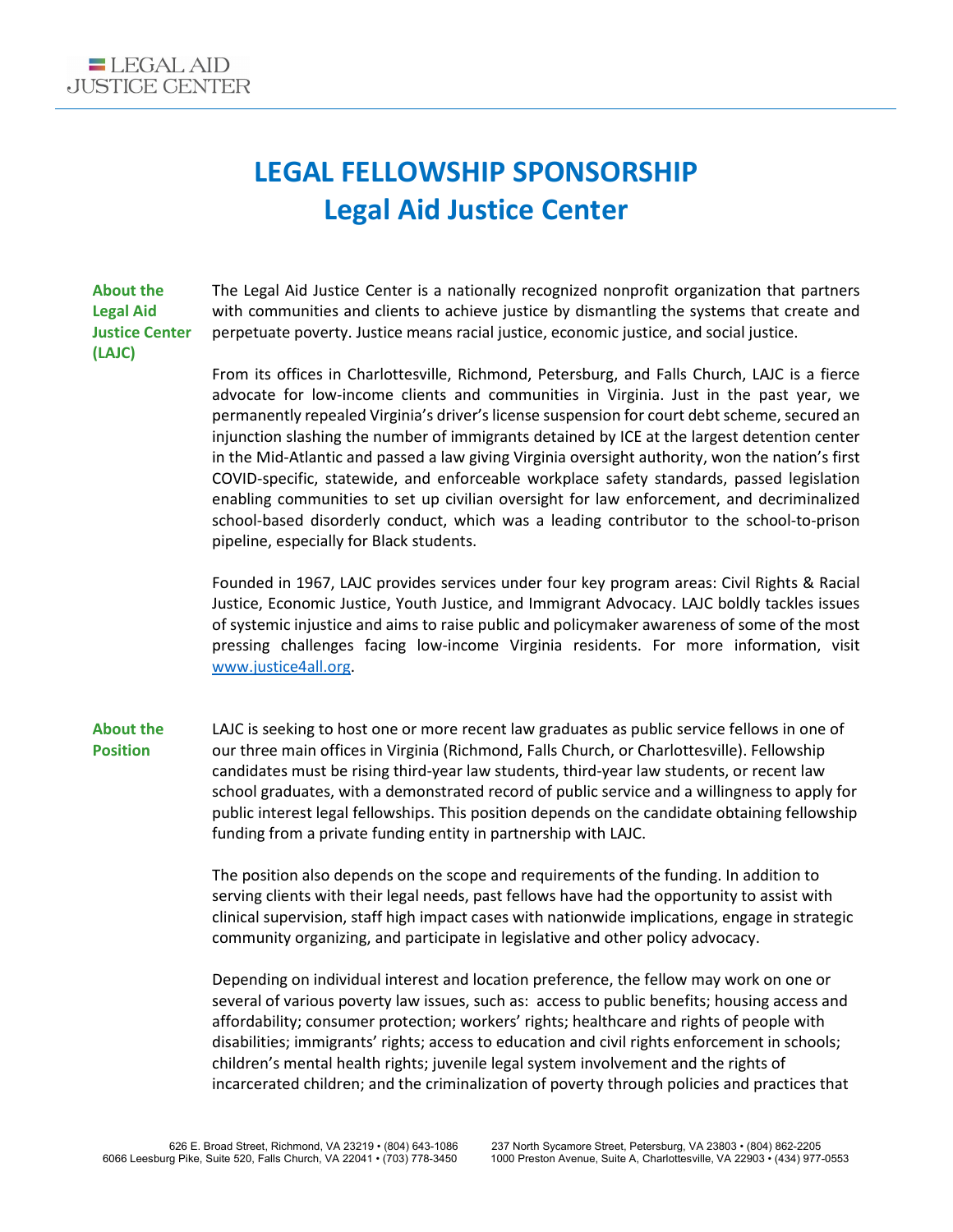# LEGAL FELLOWSHIP SPONSORSHIP
# Legal Aid Justice Center

**About the Legal Aid Justice Center (LAJC)**

The Legal Aid Justice Center is a nationally recognized nonprofit organization that partners with communities and clients to achieve justice by dismantling the systems that create and perpetuate poverty. Justice means racial justice, economic justice, and social justice.

From its offices in Charlottesville, Richmond, Petersburg, and Falls Church, LAJC is a fierce advocate for low-income clients and communities in Virginia. Just in the past year, we permanently repealed Virginia's driver's license suspension for court debt scheme, secured an injunction slashing the number of immigrants detained by ICE at the largest detention center in the Mid-Atlantic and passed a law giving Virginia oversight authority, won the nation's first COVID-specific, statewide, and enforceable workplace safety standards, passed legislation enabling communities to set up civilian oversight for law enforcement, and decriminalized school-based disorderly conduct, which was a leading contributor to the school-to-prison pipeline, especially for Black students.

Founded in 1967, LAJC provides services under four key program areas: Civil Rights & Racial Justice, Economic Justice, Youth Justice, and Immigrant Advocacy. LAJC boldly tackles issues of systemic injustice and aims to raise public and policymaker awareness of some of the most pressing challenges facing low-income Virginia residents. For more information, visit www.justice4all.org.

**About the Position**

LAJC is seeking to host one or more recent law graduates as public service fellows in one of our three main offices in Virginia (Richmond, Falls Church, or Charlottesville). Fellowship candidates must be rising third-year law students, third-year law students, or recent law school graduates, with a demonstrated record of public service and a willingness to apply for public interest legal fellowships. This position depends on the candidate obtaining fellowship funding from a private funding entity in partnership with LAJC.

The position also depends on the scope and requirements of the funding. In addition to serving clients with their legal needs, past fellows have had the opportunity to assist with clinical supervision, staff high impact cases with nationwide implications, engage in strategic community organizing, and participate in legislative and other policy advocacy.

Depending on individual interest and location preference, the fellow may work on one or several of various poverty law issues, such as: access to public benefits; housing access and affordability; consumer protection; workers' rights; healthcare and rights of people with disabilities; immigrants' rights; access to education and civil rights enforcement in schools; children's mental health rights; juvenile legal system involvement and the rights of incarcerated children; and the criminalization of poverty through policies and practices that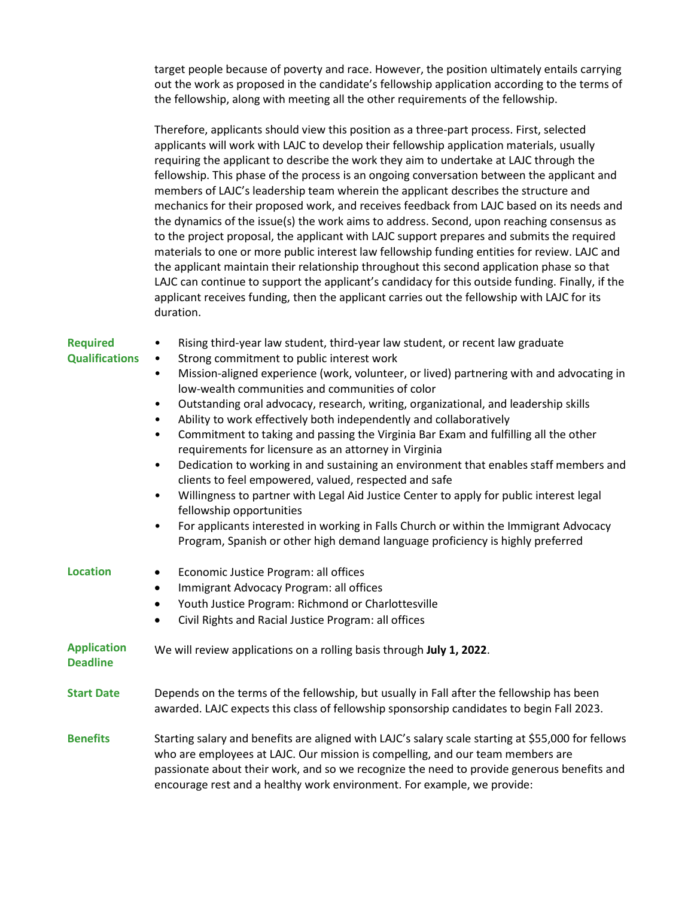target people because of poverty and race. However, the position ultimately entails carrying out the work as proposed in the candidate's fellowship application according to the terms of the fellowship, along with meeting all the other requirements of the fellowship.

Therefore, applicants should view this position as a three-part process. First, selected applicants will work with LAJC to develop their fellowship application materials, usually requiring the applicant to describe the work they aim to undertake at LAJC through the fellowship. This phase of the process is an ongoing conversation between the applicant and members of LAJC's leadership team wherein the applicant describes the structure and mechanics for their proposed work, and receives feedback from LAJC based on its needs and the dynamics of the issue(s) the work aims to address. Second, upon reaching consensus as to the project proposal, the applicant with LAJC support prepares and submits the required materials to one or more public interest law fellowship funding entities for review. LAJC and the applicant maintain their relationship throughout this second application phase so that LAJC can continue to support the applicant's candidacy for this outside funding. Finally, if the applicant receives funding, then the applicant carries out the fellowship with LAJC for its duration.

**Required Qualifications**

- Rising third-year law student, third-year law student, or recent law graduate
- Strong commitment to public interest work
- Mission-aligned experience (work, volunteer, or lived) partnering with and advocating in low-wealth communities and communities of color
- Outstanding oral advocacy, research, writing, organizational, and leadership skills
- Ability to work effectively both independently and collaboratively
- Commitment to taking and passing the Virginia Bar Exam and fulfilling all the other requirements for licensure as an attorney in Virginia
- Dedication to working in and sustaining an environment that enables staff members and clients to feel empowered, valued, respected and safe
- Willingness to partner with Legal Aid Justice Center to apply for public interest legal fellowship opportunities
- For applicants interested in working in Falls Church or within the Immigrant Advocacy Program, Spanish or other high demand language proficiency is highly preferred

**Location**

- Economic Justice Program: all offices
- Immigrant Advocacy Program: all offices
- Youth Justice Program: Richmond or Charlottesville
- Civil Rights and Racial Justice Program: all offices

**Application Deadline**

We will review applications on a rolling basis through **July 1, 2022**.

**Start Date**

Depends on the terms of the fellowship, but usually in Fall after the fellowship has been awarded. LAJC expects this class of fellowship sponsorship candidates to begin Fall 2023.

**Benefits**

Starting salary and benefits are aligned with LAJC's salary scale starting at $55,000 for fellows who are employees at LAJC. Our mission is compelling, and our team members are passionate about their work, and so we recognize the need to provide generous benefits and encourage rest and a healthy work environment. For example, we provide: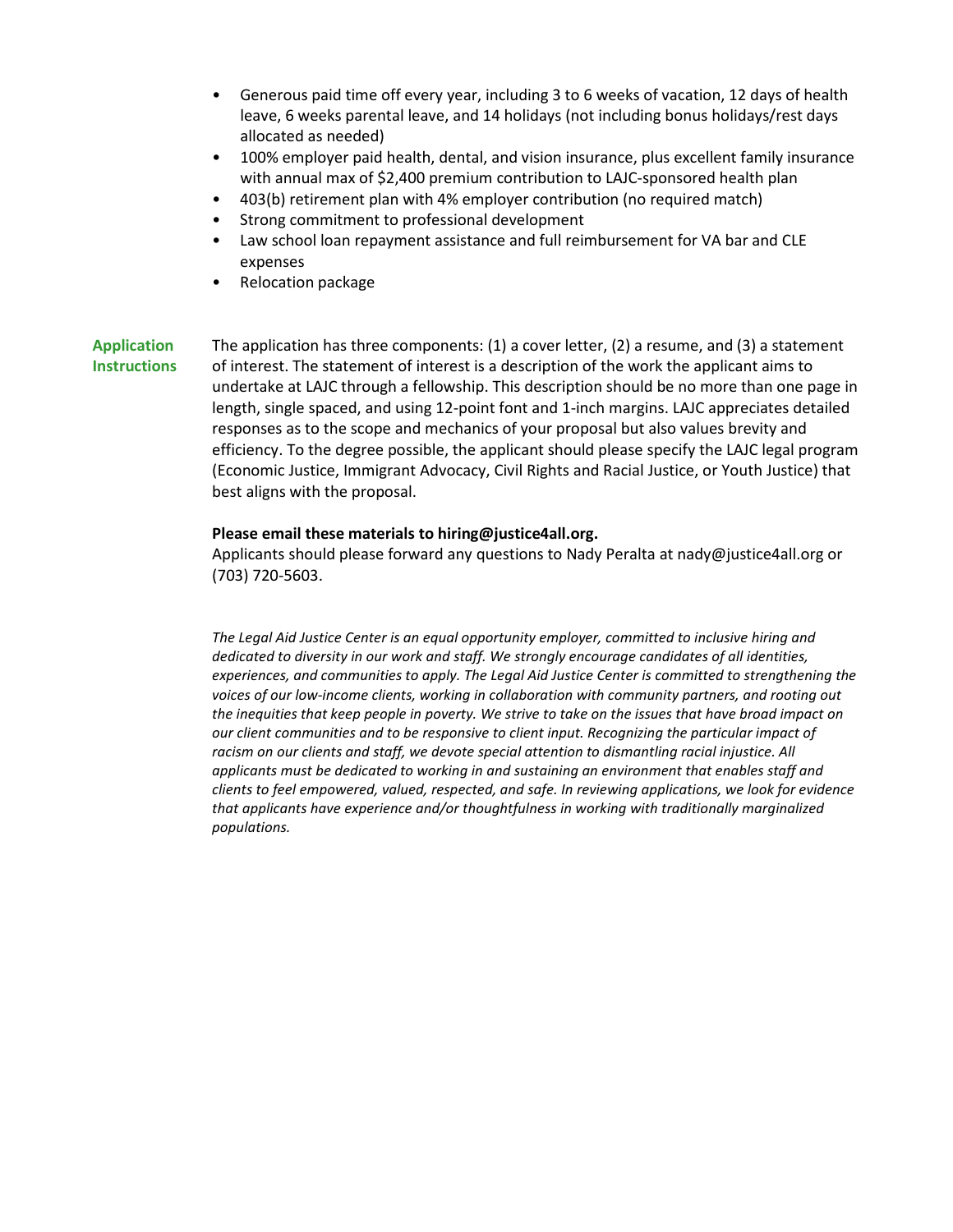- Generous paid time off every year, including 3 to 6 weeks of vacation, 12 days of health leave, 6 weeks parental leave, and 14 holidays (not including bonus holidays/rest days allocated as needed)
- 100% employer paid health, dental, and vision insurance, plus excellent family insurance with annual max of $2,400 premium contribution to LAJC-sponsored health plan
- 403(b) retirement plan with 4% employer contribution (no required match)
- Strong commitment to professional development
- Law school loan repayment assistance and full reimbursement for VA bar and CLE expenses
- Relocation package

## Application Instructions

The application has three components: (1) a cover letter, (2) a resume, and (3) a statement of interest. The statement of interest is a description of the work the applicant aims to undertake at LAJC through a fellowship. This description should be no more than one page in length, single spaced, and using 12-point font and 1-inch margins. LAJC appreciates detailed responses as to the scope and mechanics of your proposal but also values brevity and efficiency. To the degree possible, the applicant should please specify the LAJC legal program (Economic Justice, Immigrant Advocacy, Civil Rights and Racial Justice, or Youth Justice) that best aligns with the proposal.

**Please email these materials to hiring@justice4all.org.**
Applicants should please forward any questions to Nady Peralta at nady@justice4all.org or (703) 720-5603.

*The Legal Aid Justice Center is an equal opportunity employer, committed to inclusive hiring and dedicated to diversity in our work and staff. We strongly encourage candidates of all identities, experiences, and communities to apply. The Legal Aid Justice Center is committed to strengthening the voices of our low-income clients, working in collaboration with community partners, and rooting out the inequities that keep people in poverty. We strive to take on the issues that have broad impact on our client communities and to be responsive to client input. Recognizing the particular impact of racism on our clients and staff, we devote special attention to dismantling racial injustice. All applicants must be dedicated to working in and sustaining an environment that enables staff and clients to feel empowered, valued, respected, and safe. In reviewing applications, we look for evidence that applicants have experience and/or thoughtfulness in working with traditionally marginalized populations.*